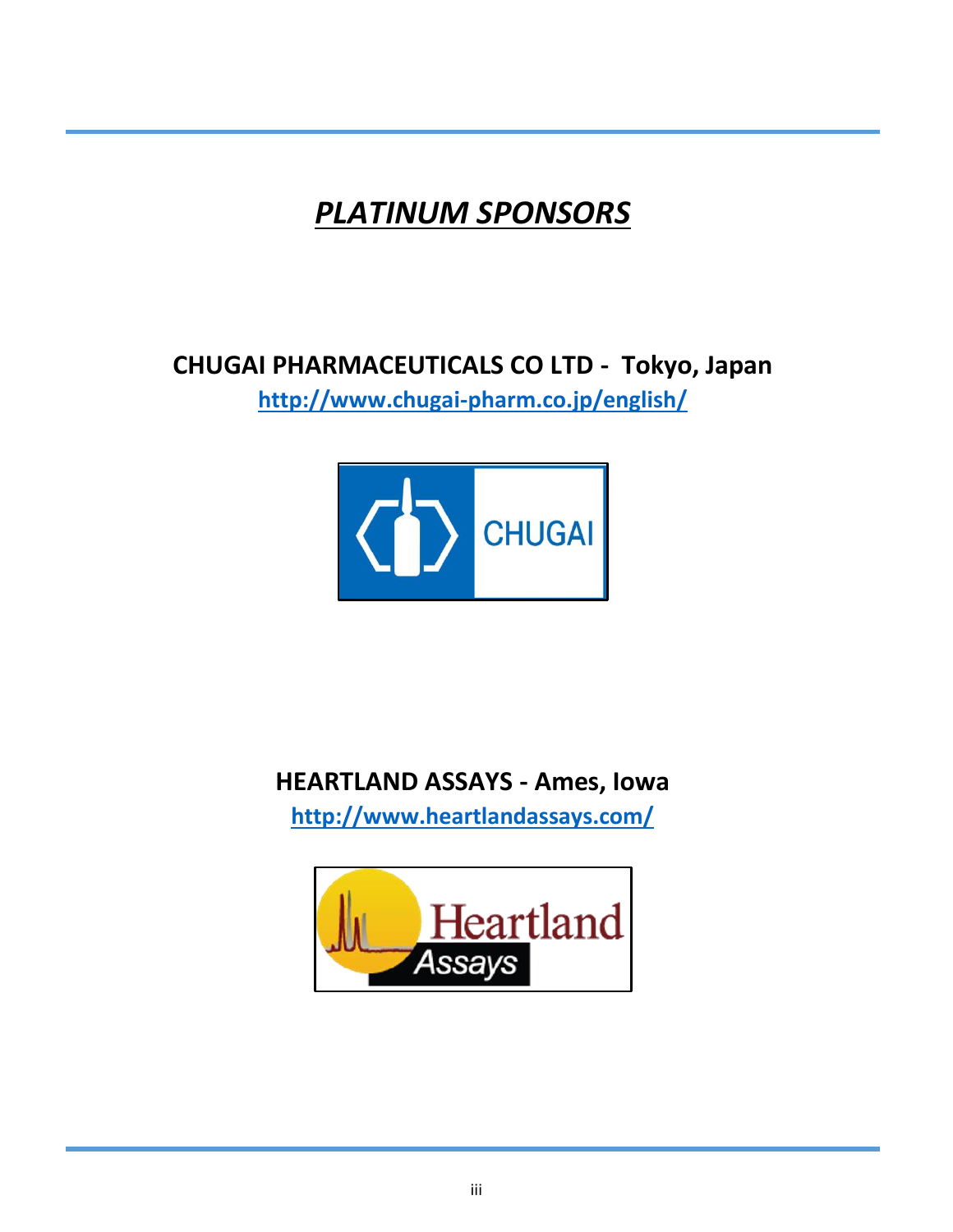# *PLATINUM SPONSORS*

**CHUGAI PHARMACEUTICALS CO LTD - Tokyo, Japan**

**http://www.chugai-pharm.co.jp/english/**

**HEARTLAND ASSAYS - Ames, Iowa**

**http://www.heartlandassays.com/**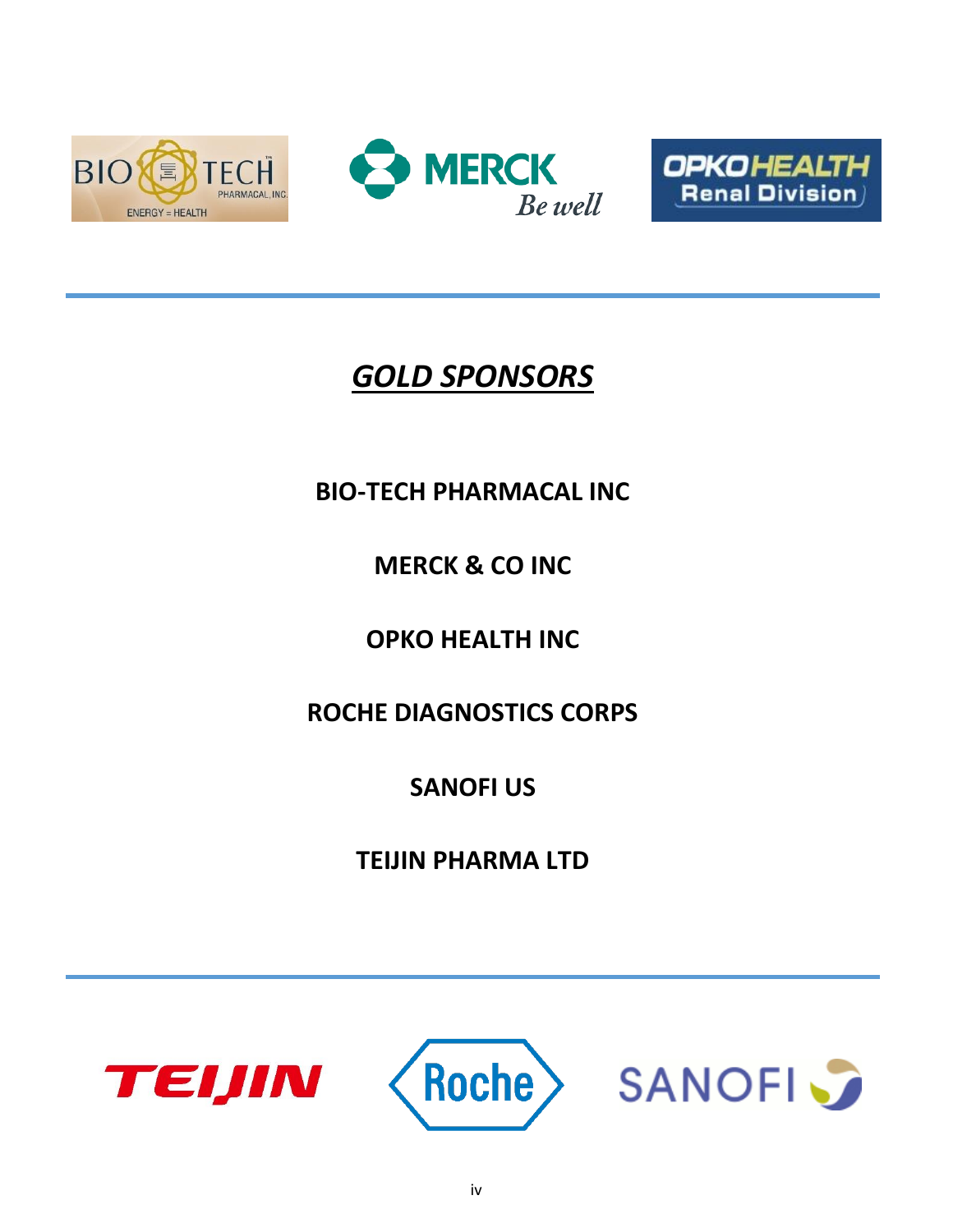## ***GOLD SPONSORS***

**BIO-TECH PHARMACAL INC**

**MERCK & CO INC**

**OPKO HEALTH INC**

**ROCHE DIAGNOSTICS CORPS**

**SANOFI US**

**TEIJIN PHARMA LTD**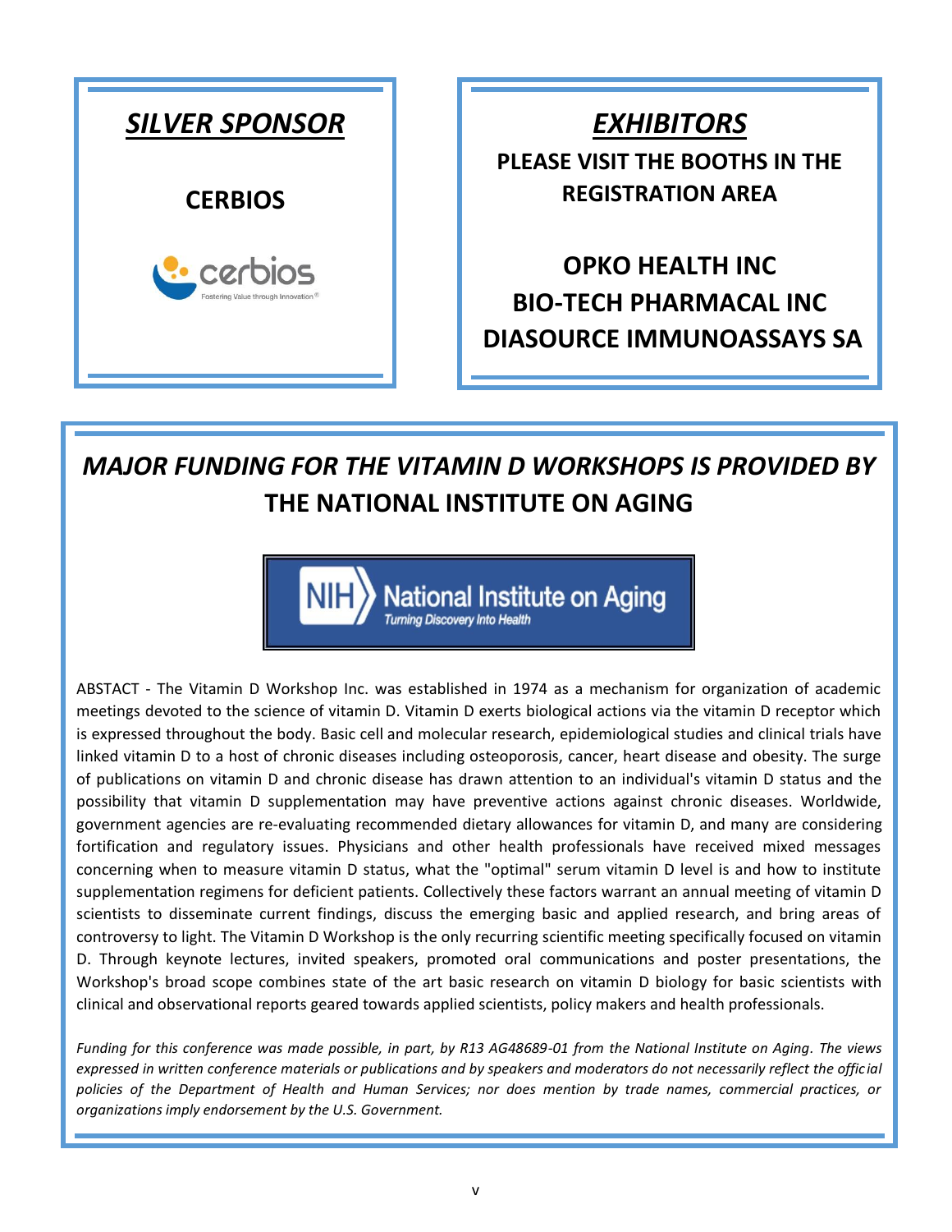## *SILVER SPONSOR*

**CERBIOS**

cerbios
Fostering Value through Innovation®

## *EXHIBITORS*

**PLEASE VISIT THE BOOTHS IN THE REGISTRATION AREA**

**OPKO HEALTH INC**
**BIO-TECH PHARMACAL INC**
**DIASOURCE IMMUNOASSAYS SA**

## *MAJOR FUNDING FOR THE VITAMIN D WORKSHOPS IS PROVIDED BY* THE NATIONAL INSTITUTE ON AGING

NIH National Institute on Aging
*Turning Discovery Into Health*

ABSTACT - The Vitamin D Workshop Inc. was established in 1974 as a mechanism for organization of academic meetings devoted to the science of vitamin D. Vitamin D exerts biological actions via the vitamin D receptor which is expressed throughout the body. Basic cell and molecular research, epidemiological studies and clinical trials have linked vitamin D to a host of chronic diseases including osteoporosis, cancer, heart disease and obesity. The surge of publications on vitamin D and chronic disease has drawn attention to an individual's vitamin D status and the possibility that vitamin D supplementation may have preventive actions against chronic diseases. Worldwide, government agencies are re-evaluating recommended dietary allowances for vitamin D, and many are considering fortification and regulatory issues. Physicians and other health professionals have received mixed messages concerning when to measure vitamin D status, what the "optimal" serum vitamin D level is and how to institute supplementation regimens for deficient patients. Collectively these factors warrant an annual meeting of vitamin D scientists to disseminate current findings, discuss the emerging basic and applied research, and bring areas of controversy to light. The Vitamin D Workshop is the only recurring scientific meeting specifically focused on vitamin D. Through keynote lectures, invited speakers, promoted oral communications and poster presentations, the Workshop's broad scope combines state of the art basic research on vitamin D biology for basic scientists with clinical and observational reports geared towards applied scientists, policy makers and health professionals.

*Funding for this conference was made possible, in part, by R13 AG48689-01 from the National Institute on Aging. The views expressed in written conference materials or publications and by speakers and moderators do not necessarily reflect the official policies of the Department of Health and Human Services; nor does mention by trade names, commercial practices, or organizations imply endorsement by the U.S. Government.*